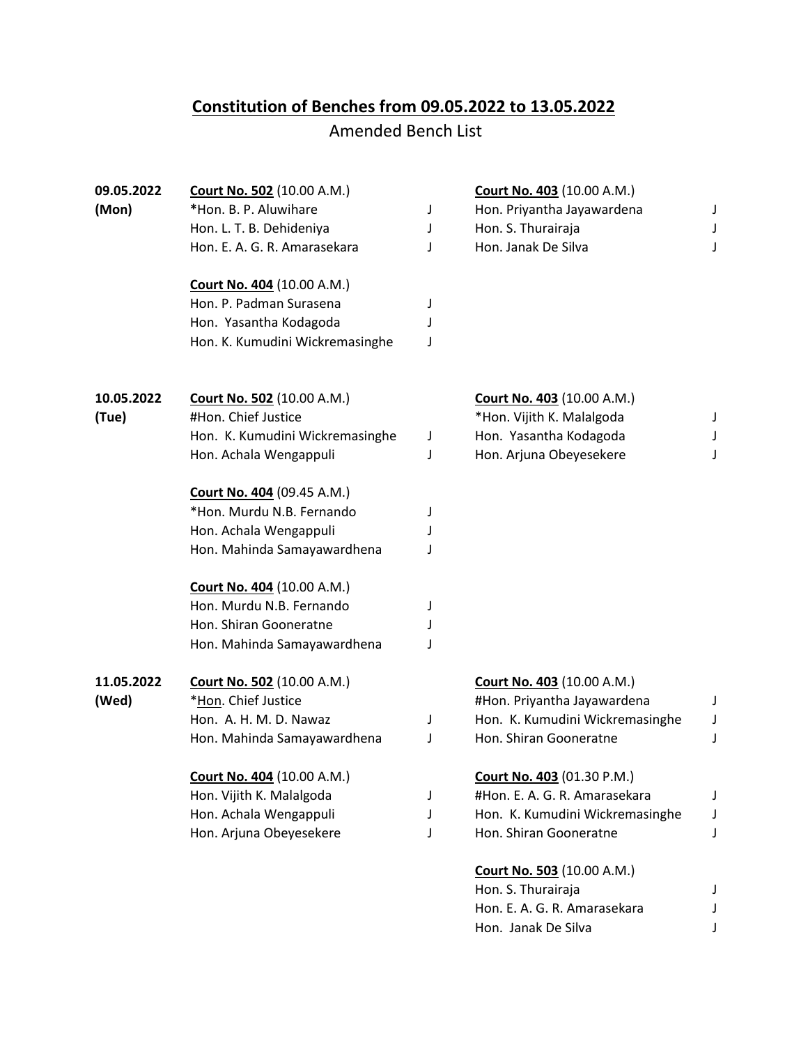# Constitution of Benches from 09.05.2022 to 13.05.2022

Amended Bench List

**09.05.2022 (Mon)**

**Court No. 502** (10.00 A.M.)

| | |
|---|---|
| **\***Hon. B. P. Aluwihare | J |
| Hon. L. T. B. Dehideniya | J |
| Hon. E. A. G. R. Amarasekara | J |

**Court No. 404** (10.00 A.M.)

| | |
|---|---|
| Hon. P. Padman Surasena | J |
| Hon. Yasantha Kodagoda | J |
| Hon. K. Kumudini Wickremasinghe | J |

**Court No. 403** (10.00 A.M.)

| | |
|---|---|
| Hon. Priyantha Jayawardena | J |
| Hon. S. Thurairaja | J |
| Hon. Janak De Silva | J |

**10.05.2022 (Tue)**

**Court No. 502** (10.00 A.M.)

| | |
|---|---|
| #Hon. Chief Justice | |
| Hon. K. Kumudini Wickremasinghe | J |
| Hon. Achala Wengappuli | J |

**Court No. 404** (09.45 A.M.)

| | |
|---|---|
| *Hon. Murdu N.B. Fernando | J |
| Hon. Achala Wengappuli | J |
| Hon. Mahinda Samayawardhena | J |

**Court No. 404** (10.00 A.M.)

| | |
|---|---|
| Hon. Murdu N.B. Fernando | J |
| Hon. Shiran Gooneratne | J |
| Hon. Mahinda Samayawardhena | J |

**Court No. 403** (10.00 A.M.)

| | |
|---|---|
| *Hon. Vijith K. Malalgoda | J |
| Hon. Yasantha Kodagoda | J |
| Hon. Arjuna Obeyesekere | J |

**11.05.2022 (Wed)**

**Court No. 502** (10.00 A.M.)

| | |
|---|---|
| *Hon. Chief Justice | |
| Hon. A. H. M. D. Nawaz | J |
| Hon. Mahinda Samayawardhena | J |

**Court No. 404** (10.00 A.M.)

| | |
|---|---|
| Hon. Vijith K. Malalgoda | J |
| Hon. Achala Wengappuli | J |
| Hon. Arjuna Obeyesekere | J |

**Court No. 403** (10.00 A.M.)

| | |
|---|---|
| #Hon. Priyantha Jayawardena | J |
| Hon. K. Kumudini Wickremasinghe | J |
| Hon. Shiran Gooneratne | J |

**Court No. 403** (01.30 P.M.)

| | |
|---|---|
| #Hon. E. A. G. R. Amarasekara | J |
| Hon. K. Kumudini Wickremasinghe | J |
| Hon. Shiran Gooneratne | J |

**Court No. 503** (10.00 A.M.)

| | |
|---|---|
| Hon. S. Thurairaja | J |
| Hon. E. A. G. R. Amarasekara | J |
| Hon. Janak De Silva | J |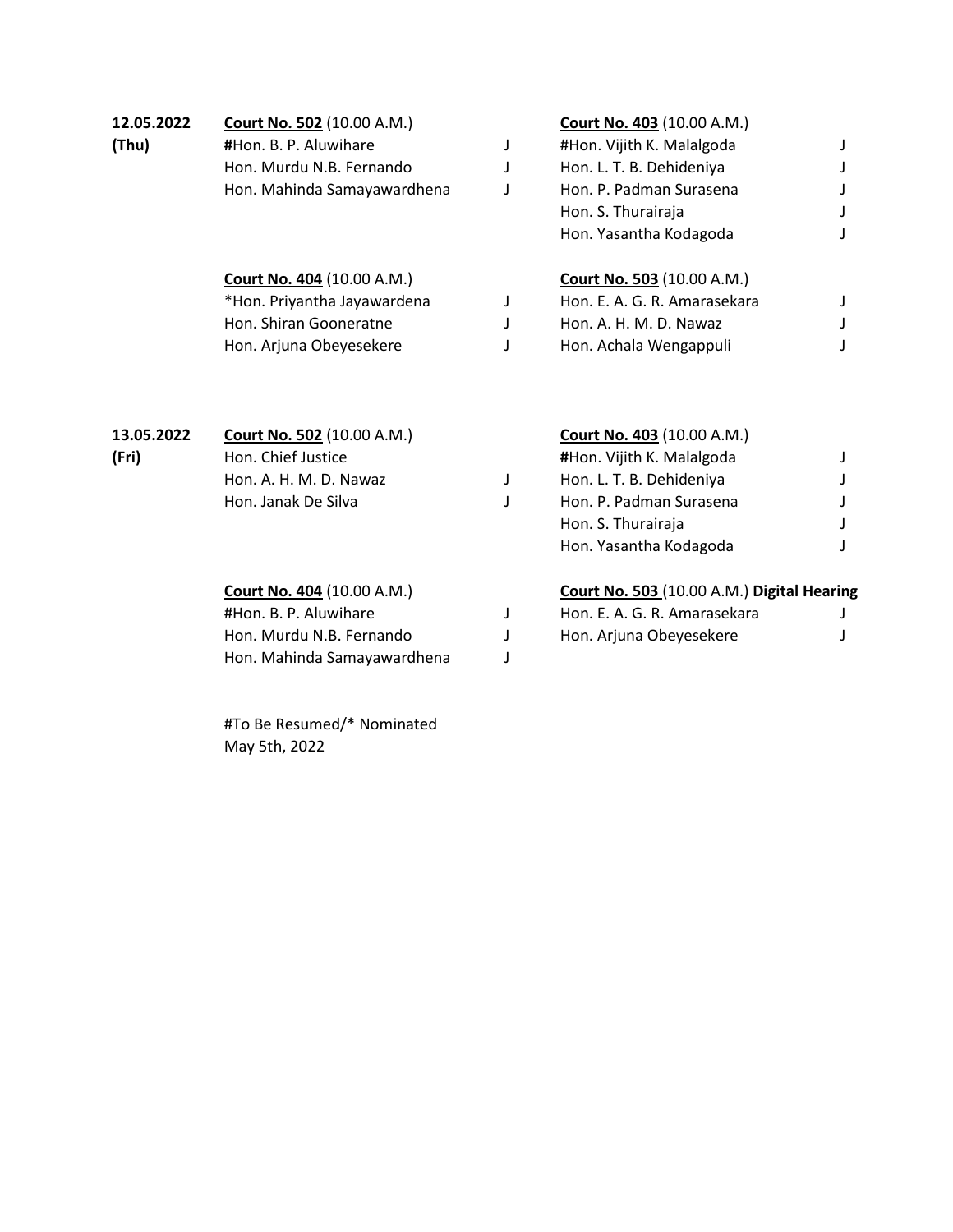**12.05.2022 (Thu)**

**Court No. 502** (10.00 A.M.)

| | |
|---|---|
| **#**Hon. B. P. Aluwihare | J |
| Hon. Murdu N.B. Fernando | J |
| Hon. Mahinda Samayawardhena | J |

**Court No. 403** (10.00 A.M.)

| | |
|---|---|
| #Hon. Vijith K. Malalgoda | J |
| Hon. L. T. B. Dehideniya | J |
| Hon. P. Padman Surasena | J |
| Hon. S. Thurairaja | J |
| Hon. Yasantha Kodagoda | J |

**Court No. 404** (10.00 A.M.)

| | |
|---|---|
| *Hon. Priyantha Jayawardena | J |
| Hon. Shiran Gooneratne | J |
| Hon. Arjuna Obeyesekere | J |

**Court No. 503** (10.00 A.M.)

| | |
|---|---|
| Hon. E. A. G. R. Amarasekara | J |
| Hon. A. H. M. D. Nawaz | J |
| Hon. Achala Wengappuli | J |

**13.05.2022 (Fri)**

**Court No. 502** (10.00 A.M.)

| | |
|---|---|
| Hon. Chief Justice | |
| Hon. A. H. M. D. Nawaz | J |
| Hon. Janak De Silva | J |

**Court No. 403** (10.00 A.M.)

| | |
|---|---|
| **#**Hon. Vijith K. Malalgoda | J |
| Hon. L. T. B. Dehideniya | J |
| Hon. P. Padman Surasena | J |
| Hon. S. Thurairaja | J |
| Hon. Yasantha Kodagoda | J |

**Court No. 404** (10.00 A.M.)

| | |
|---|---|
| #Hon. B. P. Aluwihare | J |
| Hon. Murdu N.B. Fernando | J |
| Hon. Mahinda Samayawardhena | J |

**Court No. 503** (10.00 A.M.) **Digital Hearing**

| | |
|---|---|
| Hon. E. A. G. R. Amarasekara | J |
| Hon. Arjuna Obeyesekere | J |

#To Be Resumed/* Nominated
May 5th, 2022